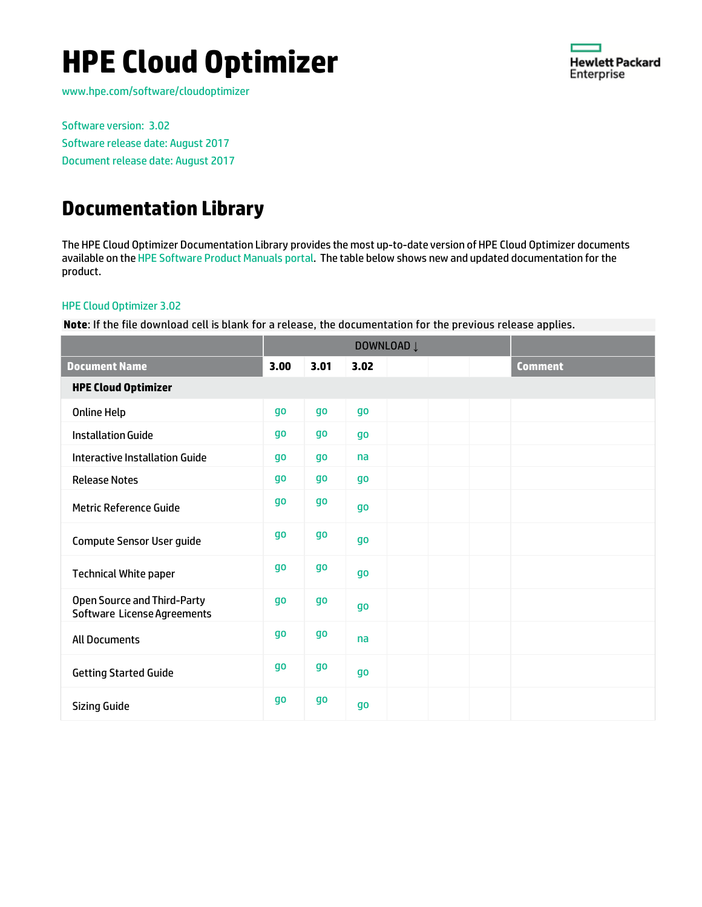# HPE Cloud Optimizer

www.hpe.com/software/cloudoptimizer

Software version: 3.02

Software release date: August 2017

Document release date: August 2017

## Documentation Library

The HPE Cloud Optimizer Documentation Library provides the most up-to-date version of HPE Cloud Optimizer documents available on the HPE Software Product Manuals portal. The table below shows new and updated documentation for the product.

HPE Cloud Optimizer 3.02

**Note**: If the file download cell is blank for a release, the documentation for the previous release applies.

| | DOWNLOAD ↓ | | | | | | |
|---|---|---|---|---|---|---|---|
| **Document Name** | **3.00** | **3.01** | **3.02** | | | | **Comment** |
| **HPE Cloud Optimizer** | | | | | | | |
| Online Help | go | go | go | | | | |
| Installation Guide | go | go | go | | | | |
| Interactive Installation Guide | go | go | na | | | | |
| Release Notes | go | go | go | | | | |
| Metric Reference Guide | go | go | go | | | | |
| Compute Sensor User guide | go | go | go | | | | |
| Technical White paper | go | go | go | | | | |
| Open Source and Third-Party Software License Agreements | go | go | go | | | | |
| All Documents | go | go | na | | | | |
| Getting Started Guide | go | go | go | | | | |
| Sizing Guide | go | go | go | | | | |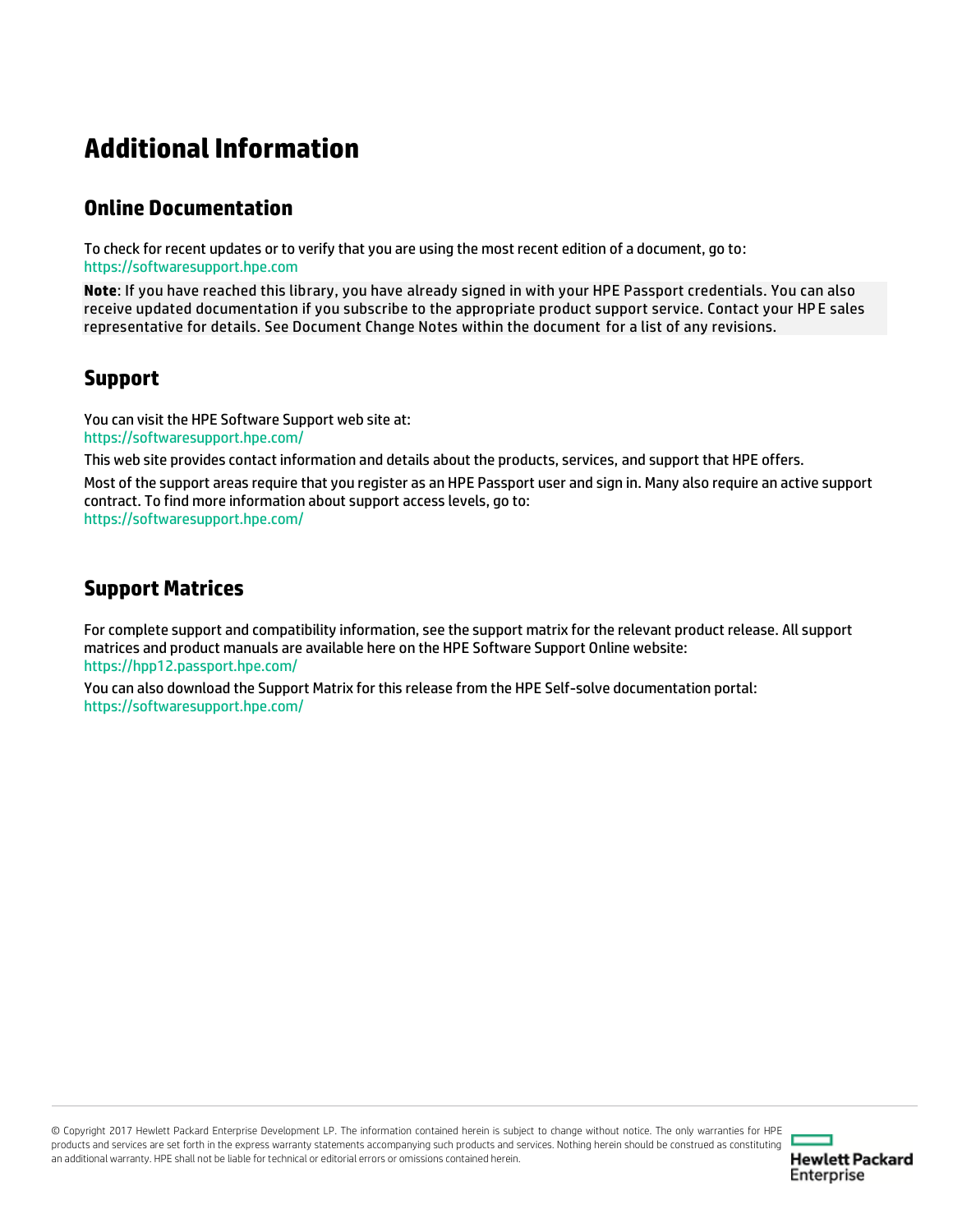# Additional Information

## Online Documentation

To check for recent updates or to verify that you are using the most recent edition of a document, go to:
https://softwaresupport.hpe.com

**Note**: If you have reached this library, you have already signed in with your HPE Passport credentials. You can also receive updated documentation if you subscribe to the appropriate product support service. Contact your HPE sales representative for details. See Document Change Notes within the document for a list of any revisions.

## Support

You can visit the HPE Software Support web site at:
https://softwaresupport.hpe.com/

This web site provides contact information and details about the products, services, and support that HPE offers.

Most of the support areas require that you register as an HPE Passport user and sign in. Many also require an active support contract. To find more information about support access levels, go to:
https://softwaresupport.hpe.com/

## Support Matrices

For complete support and compatibility information, see the support matrix for the relevant product release. All support matrices and product manuals are available here on the HPE Software Support Online website:
https://hpp12.passport.hpe.com/

You can also download the Support Matrix for this release from the HPE Self-solve documentation portal:
https://softwaresupport.hpe.com/

© Copyright 2017 Hewlett Packard Enterprise Development LP. The information contained herein is subject to change without notice. The only warranties for HPE products and services are set forth in the express warranty statements accompanying such products and services. Nothing herein should be construed as constituting an additional warranty. HPE shall not be liable for technical or editorial errors or omissions contained herein.

Hewlett Packard Enterprise